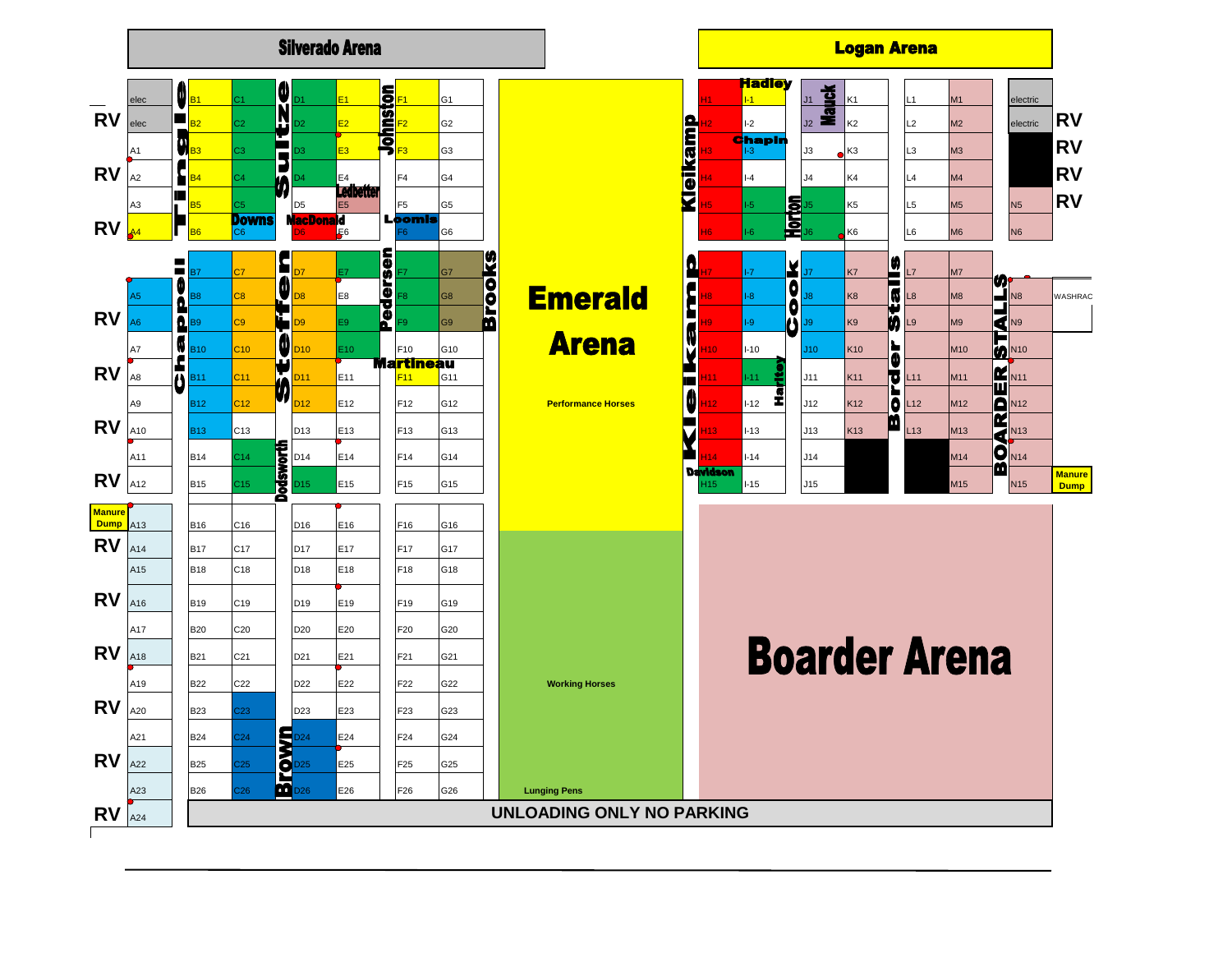# Silverado Arena

# Logan Arena

# Emerald Arena

Performance Horses

Working Horses

Lunging Pens

# Boarder Arena

UNLOADING ONLY NO PARKING

**Stall assignments (by name):**

- Tingle
- Sultz
- Johnston
- Downs
- MacDonald
- Ledbetter
- Loomis
- Chappell
- Steffen
- Pedersen
- Brooks
- Martineau
- Dodsworth
- Brown
- Hadley
- Mauck
- Chapin
- Kleikamp
- Horton
- Cook
- Hartley
- Davidson
- Border Stalls
- BOARDER STALLS

**Other labels:**

- RV
- elec
- electric
- Manure Dump
- WASHRACK

**Stall rows:**

- A1–A24
- B1–B26
- C1–C26
- D1–D26
- E1–E26
- F1–F26
- G1–G26
- H1–H15
- I-1–I-15
- J1–J15
- K1–K13
- L1–L13
- M1–M15
- N5–N15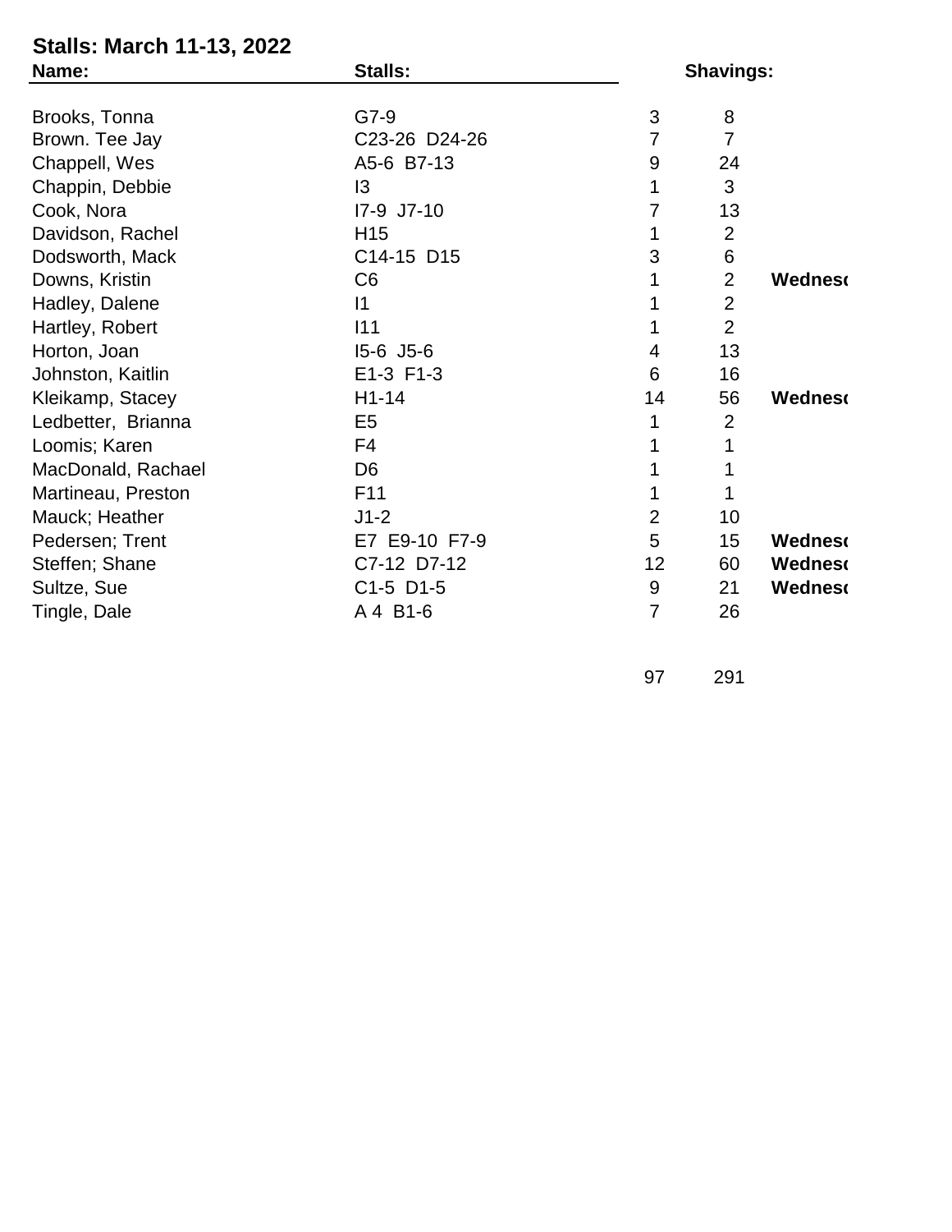## Stalls: March 11-13, 2022

| Name: | Stalls: | Shavings: | | |
|---|---|---|---|---|
| Brooks, Tonna | G7-9 | 3 | 8 | |
| Brown. Tee Jay | C23-26 D24-26 | 7 | 7 | |
| Chappell, Wes | A5-6 B7-13 | 9 | 24 | |
| Chappin, Debbie | I3 | 1 | 3 | |
| Cook, Nora | I7-9 J7-10 | 7 | 13 | |
| Davidson, Rachel | H15 | 1 | 2 | |
| Dodsworth, Mack | C14-15 D15 | 3 | 6 | |
| Downs, Kristin | C6 | 1 | 2 | **Wednes** |
| Hadley, Dalene | I1 | 1 | 2 | |
| Hartley, Robert | I11 | 1 | 2 | |
| Horton, Joan | I5-6 J5-6 | 4 | 13 | |
| Johnston, Kaitlin | E1-3 F1-3 | 6 | 16 | |
| Kleikamp, Stacey | H1-14 | 14 | 56 | **Wednes** |
| Ledbetter, Brianna | E5 | 1 | 2 | |
| Loomis; Karen | F4 | 1 | 1 | |
| MacDonald, Rachael | D6 | 1 | 1 | |
| Martineau, Preston | F11 | 1 | 1 | |
| Mauck; Heather | J1-2 | 2 | 10 | |
| Pedersen; Trent | E7 E9-10 F7-9 | 5 | 15 | **Wednes** |
| Steffen; Shane | C7-12 D7-12 | 12 | 60 | **Wednes** |
| Sultze, Sue | C1-5 D1-5 | 9 | 21 | **Wednes** |
| Tingle, Dale | A 4 B1-6 | 7 | 26 | |
| | | 97 | 291 | |